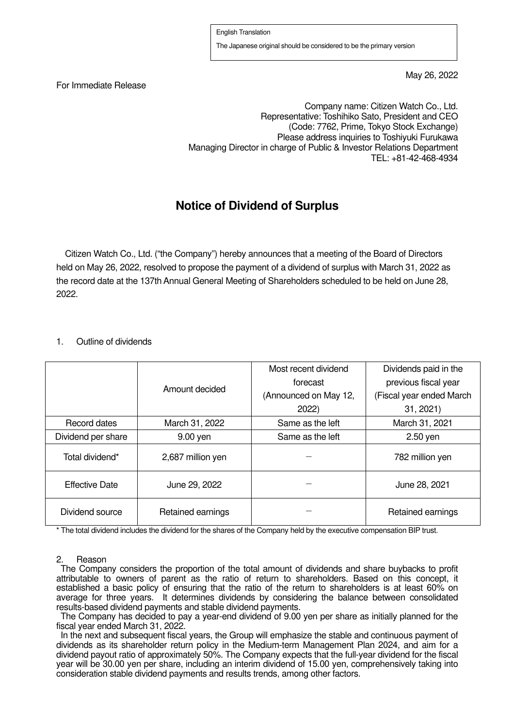English Translation

The Japanese original should be considered to be the primary version

May 26, 2022

For Immediate Release

Company name: Citizen Watch Co., Ltd.
Representative: Toshihiko Sato, President and CEO
(Code: 7762, Prime, Tokyo Stock Exchange)
Please address inquiries to Toshiyuki Furukawa
Managing Director in charge of Public & Investor Relations Department
TEL: +81-42-468-4934

# Notice of Dividend of Surplus

Citizen Watch Co., Ltd. ("the Company") hereby announces that a meeting of the Board of Directors held on May 26, 2022, resolved to propose the payment of a dividend of surplus with March 31, 2022 as the record date at the 137th Annual General Meeting of Shareholders scheduled to be held on June 28, 2022.

1. Outline of dividends

| | Amount decided | Most recent dividend forecast (Announced on May 12, 2022) | Dividends paid in the previous fiscal year (Fiscal year ended March 31, 2021) |
|---|---|---|---|
| Record dates | March 31, 2022 | Same as the left | March 31, 2021 |
| Dividend per share | 9.00 yen | Same as the left | 2.50 yen |
| Total dividend* | 2,687 million yen | − | 782 million yen |
| Effective Date | June 29, 2022 | − | June 28, 2021 |
| Dividend source | Retained earnings | − | Retained earnings |

* The total dividend includes the dividend for the shares of the Company held by the executive compensation BIP trust.

2. Reason

The Company considers the proportion of the total amount of dividends and share buybacks to profit attributable to owners of parent as the ratio of return to shareholders. Based on this concept, it established a basic policy of ensuring that the ratio of the return to shareholders is at least 60% on average for three years. It determines dividends by considering the balance between consolidated results-based dividend payments and stable dividend payments.

The Company has decided to pay a year-end dividend of 9.00 yen per share as initially planned for the fiscal year ended March 31, 2022.

In the next and subsequent fiscal years, the Group will emphasize the stable and continuous payment of dividends as its shareholder return policy in the Medium-term Management Plan 2024, and aim for a dividend payout ratio of approximately 50%. The Company expects that the full-year dividend for the fiscal year will be 30.00 yen per share, including an interim dividend of 15.00 yen, comprehensively taking into consideration stable dividend payments and results trends, among other factors.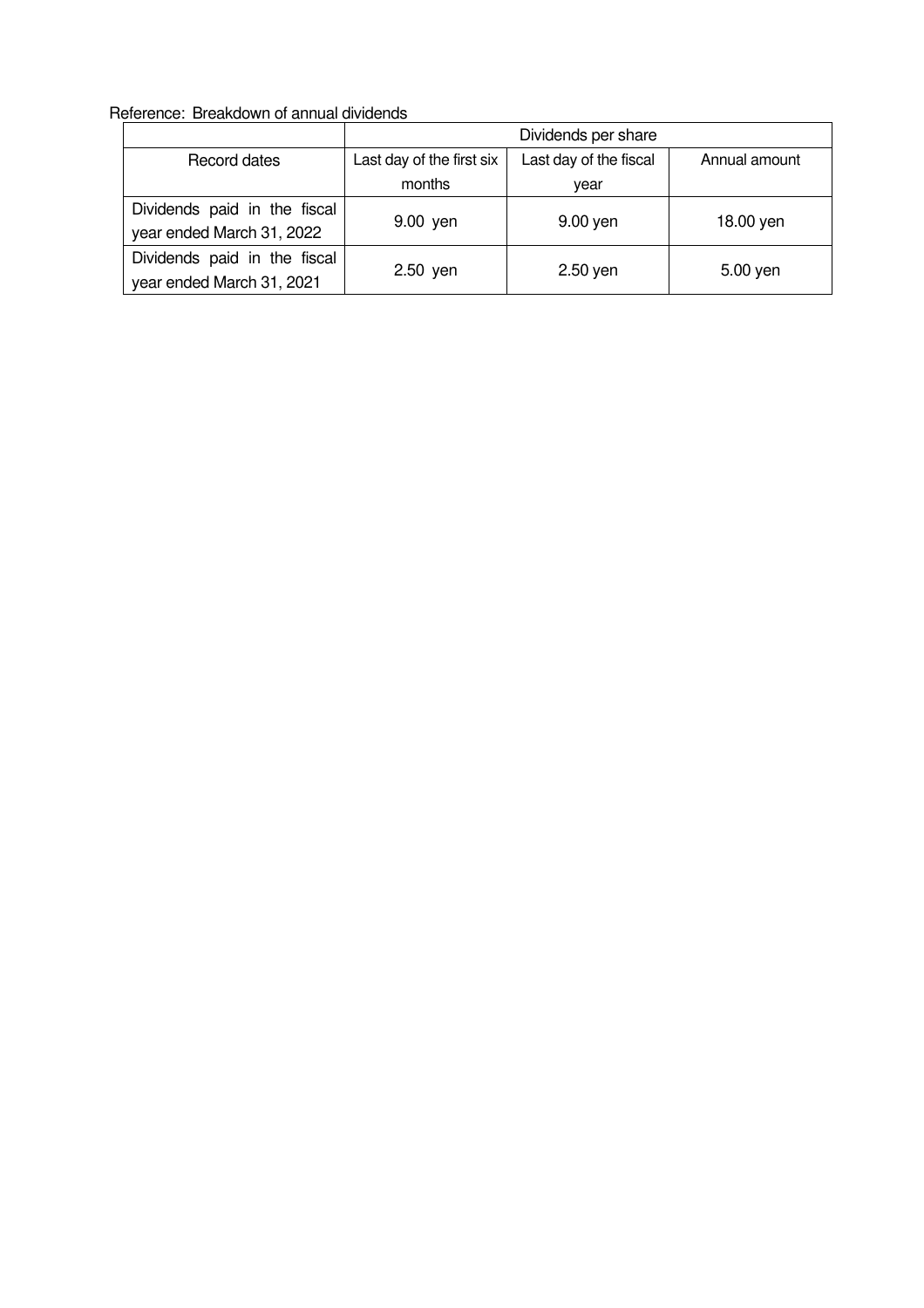Reference: Breakdown of annual dividends

| | Dividends per share | | |
|---|---|---|---|
| Record dates | Last day of the first six months | Last day of the fiscal year | Annual amount |
| Dividends paid in the fiscal year ended March 31, 2022 | 9.00 yen | 9.00 yen | 18.00 yen |
| Dividends paid in the fiscal year ended March 31, 2021 | 2.50 yen | 2.50 yen | 5.00 yen |